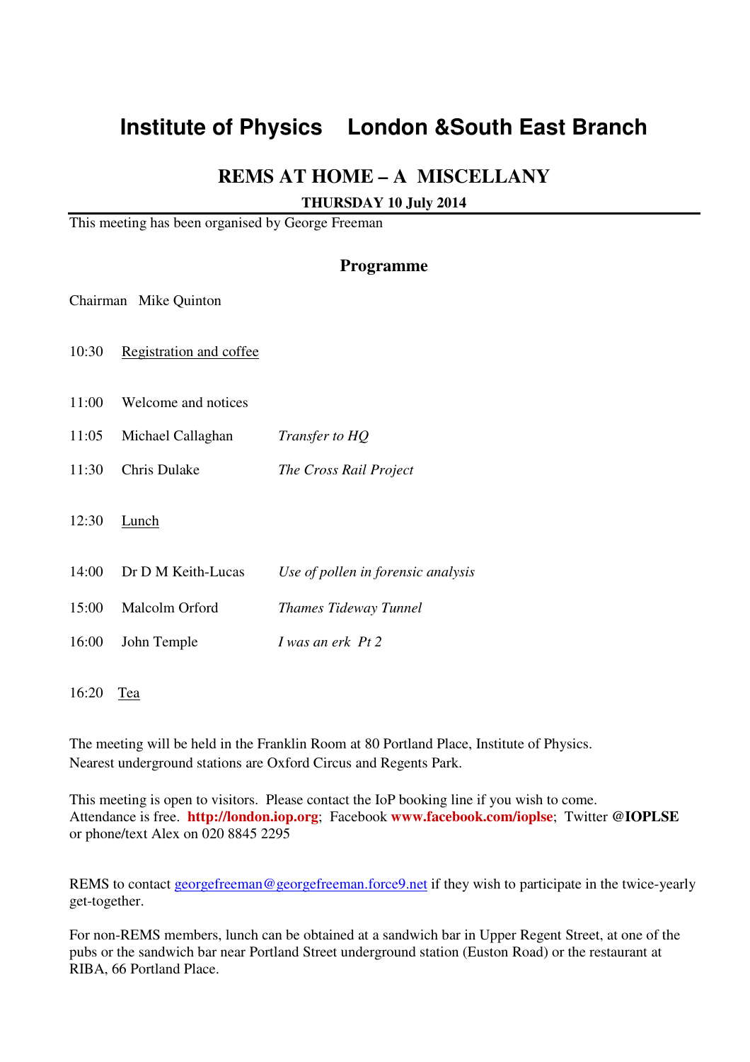# Institute of Physics London &South East Branch

## REMS AT HOME – A MISCELLANY

**THURSDAY 10 July 2014**

This meeting has been organised by George Freeman

### Programme

Chairman Mike Quinton

| | | |
|---|---|---|
| 10:30 | Registration and coffee | |
| 11:00 | Welcome and notices | |
| 11:05 | Michael Callaghan | *Transfer to HQ* |
| 11:30 | Chris Dulake | *The Cross Rail Project* |
| 12:30 | Lunch | |
| 14:00 | Dr D M Keith-Lucas | *Use of pollen in forensic analysis* |
| 15:00 | Malcolm Orford | *Thames Tideway Tunnel* |
| 16:00 | John Temple | *I was an erk Pt 2* |
| 16:20 | Tea | |

The meeting will be held in the Franklin Room at 80 Portland Place, Institute of Physics.
Nearest underground stations are Oxford Circus and Regents Park.

This meeting is open to visitors. Please contact the IoP booking line if you wish to come.
Attendance is free. **http://london.iop.org**; Facebook **www.facebook.com/ioplse**; Twitter **@IOPLSE**
or phone/text Alex on 020 8845 2295

REMS to contact georgefreeman@georgefreeman.force9.net if they wish to participate in the twice-yearly get-together.

For non-REMS members, lunch can be obtained at a sandwich bar in Upper Regent Street, at one of the pubs or the sandwich bar near Portland Street underground station (Euston Road) or the restaurant at RIBA, 66 Portland Place.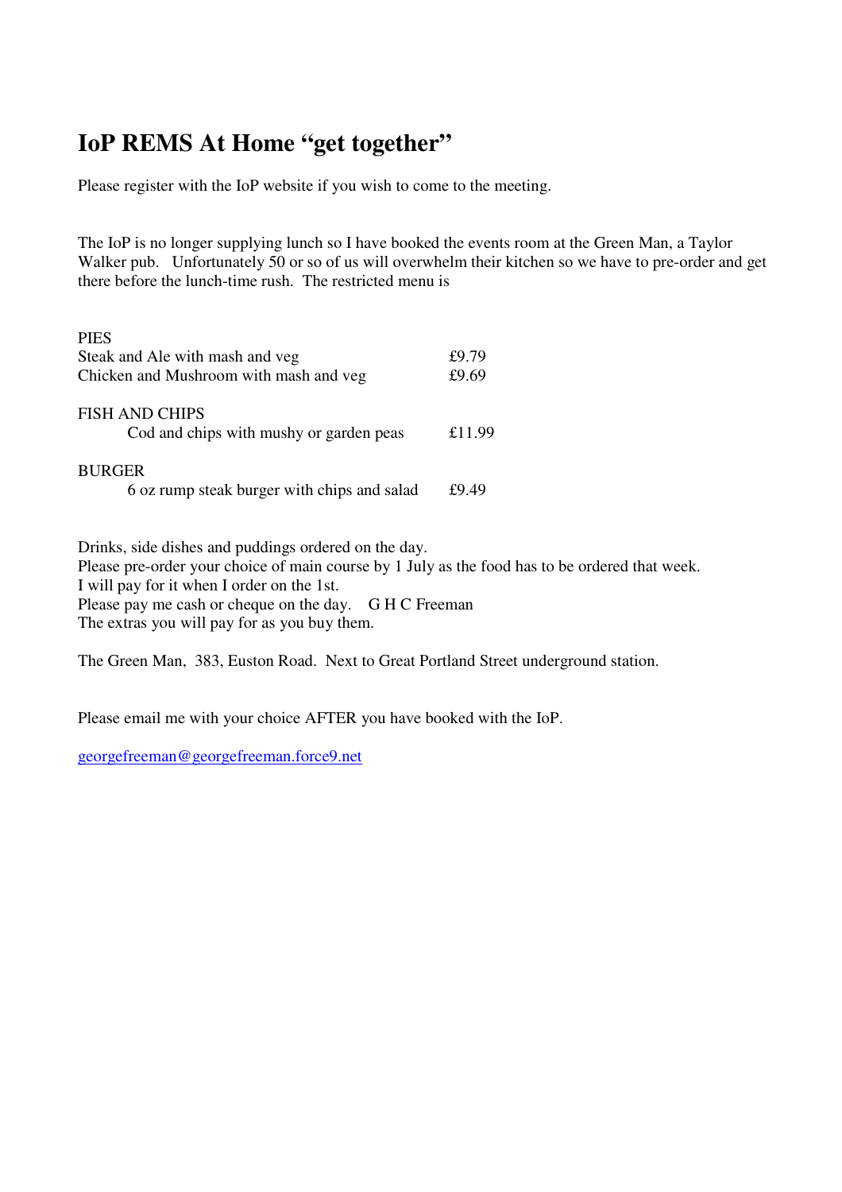# IoP REMS At Home "get together"

Please register with the IoP website if you wish to come to the meeting.

The IoP is no longer supplying lunch so I have booked the events room at the Green Man, a Taylor Walker pub. Unfortunately 50 or so of us will overwhelm their kitchen so we have to pre-order and get there before the lunch-time rush. The restricted menu is

| | |
|---|---|
| PIES | |
| Steak and Ale with mash and veg | £9.79 |
| Chicken and Mushroom with mash and veg | £9.69 |
| FISH AND CHIPS | |
| Cod and chips with mushy or garden peas | £11.99 |
| BURGER | |
| 6 oz rump steak burger with chips and salad | £9.49 |

Drinks, side dishes and puddings ordered on the day.
Please pre-order your choice of main course by 1 July as the food has to be ordered that week.
I will pay for it when I order on the 1st.
Please pay me cash or cheque on the day. G H C Freeman
The extras you will pay for as you buy them.

The Green Man, 383, Euston Road. Next to Great Portland Street underground station.

Please email me with your choice AFTER you have booked with the IoP.

georgefreeman@georgefreeman.force9.net